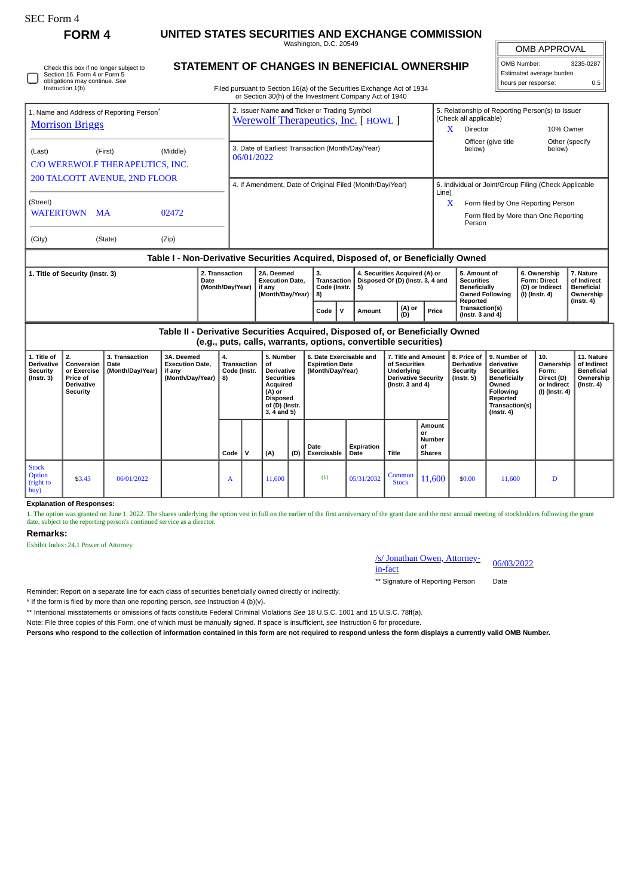SEC Form 4

# FORM 4

## UNITED STATES SECURITIES AND EXCHANGE COMMISSION

Washington, D.C. 20549

## STATEMENT OF CHANGES IN BENEFICIAL OWNERSHIP

Filed pursuant to Section 16(a) of the Securities Exchange Act of 1934 or Section 30(h) of the Investment Company Act of 1940

| OMB APPROVAL | |
|---|---|
| OMB Number: | 3235-0287 |
| Estimated average burden hours per response: | 0.5 |

☐ Check this box if no longer subject to Section 16. Form 4 or Form 5 obligations may continue. *See* Instruction 1(b).

1. Name and Address of Reporting Person*
Morrison Briggs

(Last) (First) (Middle)
C/O WEREWOLF THERAPEUTICS, INC.
200 TALCOTT AVENUE, 2ND FLOOR

(Street)
WATERTOWN MA 02472

(City) (State) (Zip)

2. Issuer Name **and** Ticker or Trading Symbol
Werewolf Therapeutics, Inc. [ HOWL ]

3. Date of Earliest Transaction (Month/Day/Year)
06/01/2022

4. If Amendment, Date of Original Filed (Month/Day/Year)

5. Relationship of Reporting Person(s) to Issuer (Check all applicable)
X Director
10% Owner
Officer (give title below)
Other (specify below)

6. Individual or Joint/Group Filing (Check Applicable Line)
X Form filed by One Reporting Person
Form filed by More than One Reporting Person

### Table I - Non-Derivative Securities Acquired, Disposed of, or Beneficially Owned

| 1. Title of Security (Instr. 3) | 2. Transaction Date (Month/Day/Year) | 2A. Deemed Execution Date, if any (Month/Day/Year) | 3. Transaction Code (Instr. 8) | | 4. Securities Acquired (A) or Disposed Of (D) (Instr. 3, 4 and 5) | | | 5. Amount of Securities Beneficially Owned Following Reported Transaction(s) (Instr. 3 and 4) | 6. Ownership Form: Direct (D) or Indirect (I) (Instr. 4) | 7. Nature of Indirect Beneficial Ownership (Instr. 4) |
|---|---|---|---|---|---|---|---|---|---|---|
| | | | Code | V | Amount | (A) or (D) | Price | | | |

### Table II - Derivative Securities Acquired, Disposed of, or Beneficially Owned (e.g., puts, calls, warrants, options, convertible securities)

| 1. Title of Derivative Security (Instr. 3) | 2. Conversion or Exercise Price of Derivative Security | 3. Transaction Date (Month/Day/Year) | 3A. Deemed Execution Date, if any (Month/Day/Year) | 4. Transaction Code (Instr. 8) | | 5. Number of Derivative Securities Acquired (A) or Disposed of (D) (Instr. 3, 4 and 5) | | 6. Date Exercisable and Expiration Date (Month/Day/Year) | | 7. Title and Amount of Securities Underlying Derivative Security (Instr. 3 and 4) | | 8. Price of Derivative Security (Instr. 5) | 9. Number of derivative Securities Beneficially Owned Following Reported Transaction(s) (Instr. 4) | 10. Ownership Form: Direct (D) or Indirect (I) (Instr. 4) | 11. Nature of Indirect Beneficial Ownership (Instr. 4) |
|---|---|---|---|---|---|---|---|---|---|---|---|---|---|---|---|
| | | | | Code | V | (A) | (D) | Date Exercisable | Expiration Date | Title | Amount or Number of Shares | | | | |
| Stock Option (right to buy) | $3.43 | 06/01/2022 | | A | | 11,600 | | (1) | 05/31/2032 | Common Stock | 11,600 | $0.00 | 11,600 | D | |

**Explanation of Responses:**

1. The option was granted on June 1, 2022. The shares underlying the option vest in full on the earlier of the first anniversary of the grant date and the next annual meeting of stockholders following the grant date, subject to the reporting person's continued service as a director.

**Remarks:**

Exhibit Index: 24.1 Power of Attorney

/s/ Jonathan Owen, Attorney-in-fact — 06/03/2022

** Signature of Reporting Person — Date

Reminder: Report on a separate line for each class of securities beneficially owned directly or indirectly.

* If the form is filed by more than one reporting person, *see* Instruction 4 (b)(v).

** Intentional misstatements or omissions of facts constitute Federal Criminal Violations *See* 18 U.S.C. 1001 and 15 U.S.C. 78ff(a).

Note: File three copies of this Form, one of which must be manually signed. If space is insufficient, *see* Instruction 6 for procedure.

**Persons who respond to the collection of information contained in this form are not required to respond unless the form displays a currently valid OMB Number.**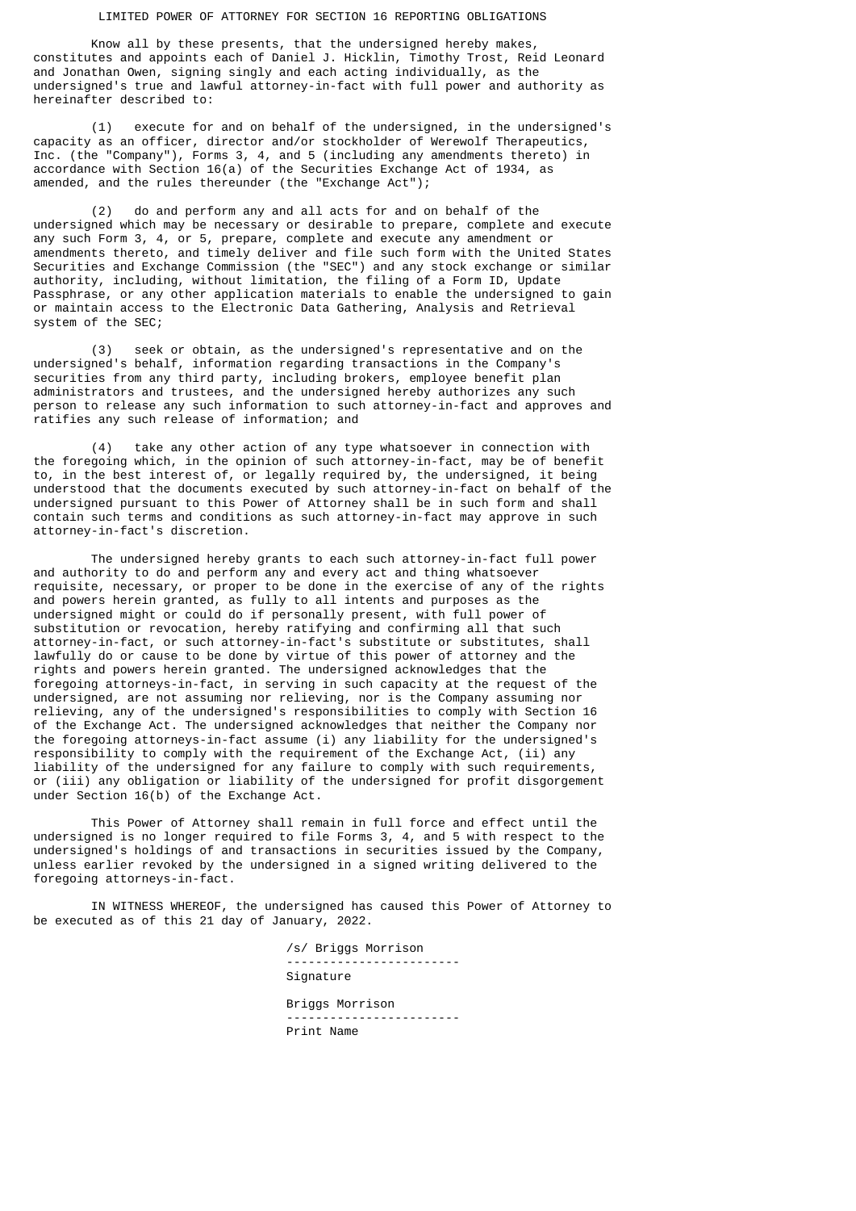# LIMITED POWER OF ATTORNEY FOR SECTION 16 REPORTING OBLIGATIONS

Know all by these presents, that the undersigned hereby makes, constitutes and appoints each of Daniel J. Hicklin, Timothy Trost, Reid Leonard and Jonathan Owen, signing singly and each acting individually, as the undersigned's true and lawful attorney-in-fact with full power and authority as hereinafter described to:

(1) execute for and on behalf of the undersigned, in the undersigned's capacity as an officer, director and/or stockholder of Werewolf Therapeutics, Inc. (the "Company"), Forms 3, 4, and 5 (including any amendments thereto) in accordance with Section 16(a) of the Securities Exchange Act of 1934, as amended, and the rules thereunder (the "Exchange Act");

(2) do and perform any and all acts for and on behalf of the undersigned which may be necessary or desirable to prepare, complete and execute any such Form 3, 4, or 5, prepare, complete and execute any amendment or amendments thereto, and timely deliver and file such form with the United States Securities and Exchange Commission (the "SEC") and any stock exchange or similar authority, including, without limitation, the filing of a Form ID, Update Passphrase, or any other application materials to enable the undersigned to gain or maintain access to the Electronic Data Gathering, Analysis and Retrieval system of the SEC;

(3) seek or obtain, as the undersigned's representative and on the undersigned's behalf, information regarding transactions in the Company's securities from any third party, including brokers, employee benefit plan administrators and trustees, and the undersigned hereby authorizes any such person to release any such information to such attorney-in-fact and approves and ratifies any such release of information; and

(4) take any other action of any type whatsoever in connection with the foregoing which, in the opinion of such attorney-in-fact, may be of benefit to, in the best interest of, or legally required by, the undersigned, it being understood that the documents executed by such attorney-in-fact on behalf of the undersigned pursuant to this Power of Attorney shall be in such form and shall contain such terms and conditions as such attorney-in-fact may approve in such attorney-in-fact's discretion.

The undersigned hereby grants to each such attorney-in-fact full power and authority to do and perform any and every act and thing whatsoever requisite, necessary, or proper to be done in the exercise of any of the rights and powers herein granted, as fully to all intents and purposes as the undersigned might or could do if personally present, with full power of substitution or revocation, hereby ratifying and confirming all that such attorney-in-fact, or such attorney-in-fact's substitute or substitutes, shall lawfully do or cause to be done by virtue of this power of attorney and the rights and powers herein granted. The undersigned acknowledges that the foregoing attorneys-in-fact, in serving in such capacity at the request of the undersigned, are not assuming nor relieving, nor is the Company assuming nor relieving, any of the undersigned's responsibilities to comply with Section 16 of the Exchange Act. The undersigned acknowledges that neither the Company nor the foregoing attorneys-in-fact assume (i) any liability for the undersigned's responsibility to comply with the requirement of the Exchange Act, (ii) any liability of the undersigned for any failure to comply with such requirements, or (iii) any obligation or liability of the undersigned for profit disgorgement under Section 16(b) of the Exchange Act.

This Power of Attorney shall remain in full force and effect until the undersigned is no longer required to file Forms 3, 4, and 5 with respect to the undersigned's holdings of and transactions in securities issued by the Company, unless earlier revoked by the undersigned in a signed writing delivered to the foregoing attorneys-in-fact.

IN WITNESS WHEREOF, the undersigned has caused this Power of Attorney to be executed as of this 21 day of January, 2022.

/s/ Briggs Morrison
------------------------
Signature

Briggs Morrison
------------------------
Print Name